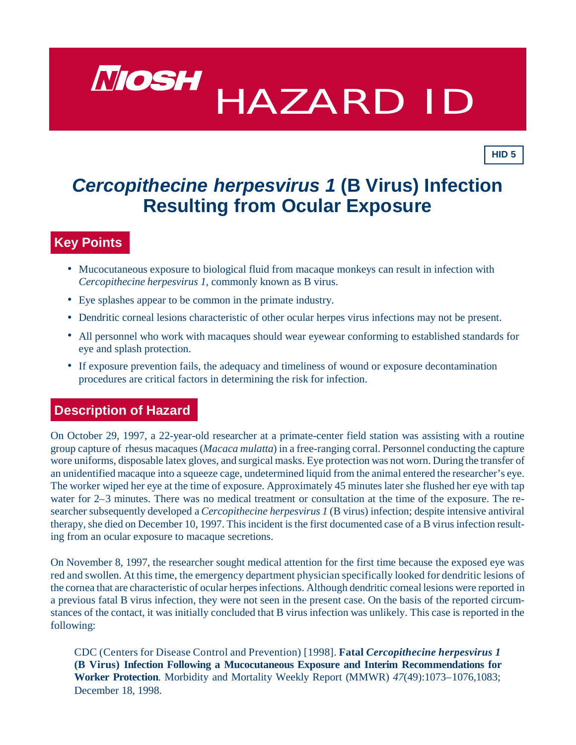# NIOSH HAZARD ID

**HID 5**

## *Cercopithecine herpesvirus 1* (B Virus) Infection Resulting from Ocular Exposure

### Key Points

- Mucocutaneous exposure to biological fluid from macaque monkeys can result in infection with *Cercopithecine herpesvirus 1*, commonly known as B virus.
- Eye splashes appear to be common in the primate industry.
- Dendritic corneal lesions characteristic of other ocular herpes virus infections may not be present.
- All personnel who work with macaques should wear eyewear conforming to established standards for eye and splash protection.
- If exposure prevention fails, the adequacy and timeliness of wound or exposure decontamination procedures are critical factors in determining the risk for infection.

### Description of Hazard

On October 29, 1997, a 22-year-old researcher at a primate-center field station was assisting with a routine group capture of rhesus macaques (*Macaca mulatta*) in a free-ranging corral. Personnel conducting the capture wore uniforms, disposable latex gloves, and surgical masks. Eye protection was not worn. During the transfer of an unidentified macaque into a squeeze cage, undetermined liquid from the animal entered the researcher's eye. The worker wiped her eye at the time of exposure. Approximately 45 minutes later she flushed her eye with tap water for 2–3 minutes. There was no medical treatment or consultation at the time of the exposure. The researcher subsequently developed a *Cercopithecine herpesvirus 1* (B virus) infection; despite intensive antiviral therapy, she died on December 10, 1997. This incident is the first documented case of a B virus infection resulting from an ocular exposure to macaque secretions.

On November 8, 1997, the researcher sought medical attention for the first time because the exposed eye was red and swollen. At this time, the emergency department physician specifically looked for dendritic lesions of the cornea that are characteristic of ocular herpes infections. Although dendritic corneal lesions were reported in a previous fatal B virus infection, they were not seen in the present case. On the basis of the reported circumstances of the contact, it was initially concluded that B virus infection was unlikely. This case is reported in the following:

> CDC (Centers for Disease Control and Prevention) [1998]. **Fatal *Cercopithecine herpesvirus 1* (B Virus) Infection Following a Mucocutaneous Exposure and Interim Recommendations for Worker Protection**. Morbidity and Mortality Weekly Report (MMWR) *47*(49):1073–1076,1083; December 18, 1998.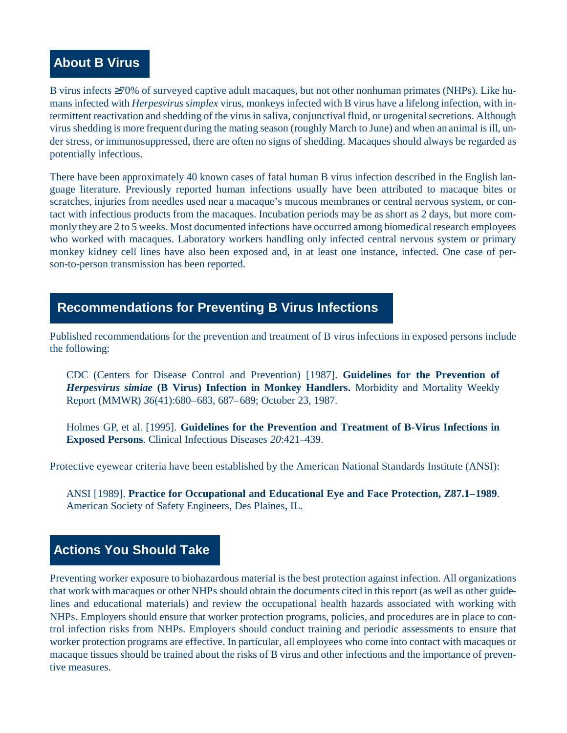## About B Virus

B virus infects ≥70% of surveyed captive adult macaques, but not other nonhuman primates (NHPs). Like humans infected with *Herpesvirus simplex* virus, monkeys infected with B virus have a lifelong infection, with intermittent reactivation and shedding of the virus in saliva, conjunctival fluid, or urogenital secretions. Although virus shedding is more frequent during the mating season (roughly March to June) and when an animal is ill, under stress, or immunosuppressed, there are often no signs of shedding. Macaques should always be regarded as potentially infectious.

There have been approximately 40 known cases of fatal human B virus infection described in the English language literature. Previously reported human infections usually have been attributed to macaque bites or scratches, injuries from needles used near a macaque's mucous membranes or central nervous system, or contact with infectious products from the macaques. Incubation periods may be as short as 2 days, but more commonly they are 2 to 5 weeks. Most documented infections have occurred among biomedical research employees who worked with macaques. Laboratory workers handling only infected central nervous system or primary monkey kidney cell lines have also been exposed and, in at least one instance, infected. One case of person-to-person transmission has been reported.

## Recommendations for Preventing B Virus Infections

Published recommendations for the prevention and treatment of B virus infections in exposed persons include the following:

> CDC (Centers for Disease Control and Prevention) [1987]. **Guidelines for the Prevention of *Herpesvirus simiae* (B Virus) Infection in Monkey Handlers.** Morbidity and Mortality Weekly Report (MMWR) *36*(41):680–683, 687–689; October 23, 1987.

> Holmes GP, et al. [1995]. **Guidelines for the Prevention and Treatment of B-Virus Infections in Exposed Persons**. Clinical Infectious Diseases *20*:421–439.

Protective eyewear criteria have been established by the American National Standards Institute (ANSI):

> ANSI [1989]. **Practice for Occupational and Educational Eye and Face Protection, Z87.1–1989**. American Society of Safety Engineers, Des Plaines, IL.

## Actions You Should Take

Preventing worker exposure to biohazardous material is the best protection against infection. All organizations that work with macaques or other NHPs should obtain the documents cited in this report (as well as other guidelines and educational materials) and review the occupational health hazards associated with working with NHPs. Employers should ensure that worker protection programs, policies, and procedures are in place to control infection risks from NHPs. Employers should conduct training and periodic assessments to ensure that worker protection programs are effective. In particular, all employees who come into contact with macaques or macaque tissues should be trained about the risks of B virus and other infections and the importance of preventive measures.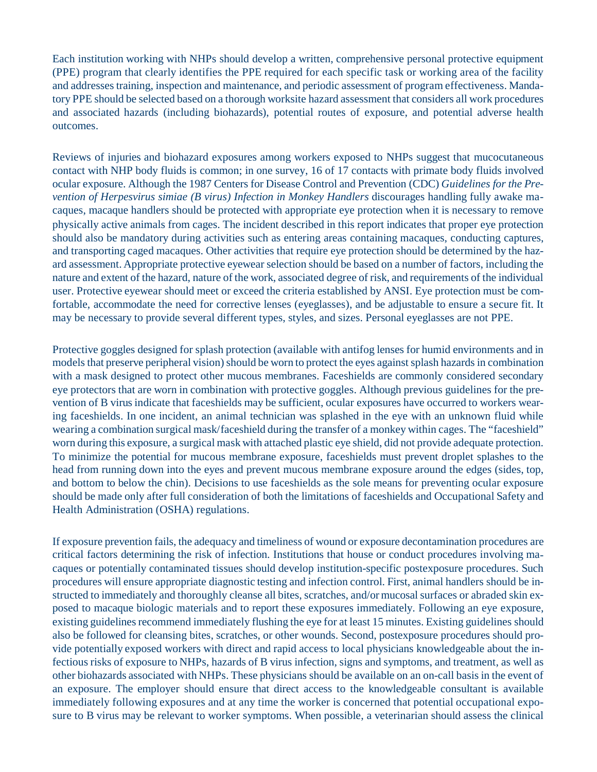Each institution working with NHPs should develop a written, comprehensive personal protective equipment (PPE) program that clearly identifies the PPE required for each specific task or working area of the facility and addresses training, inspection and maintenance, and periodic assessment of program effectiveness. Mandatory PPE should be selected based on a thorough worksite hazard assessment that considers all work procedures and associated hazards (including biohazards), potential routes of exposure, and potential adverse health outcomes.

Reviews of injuries and biohazard exposures among workers exposed to NHPs suggest that mucocutaneous contact with NHP body fluids is common; in one survey, 16 of 17 contacts with primate body fluids involved ocular exposure. Although the 1987 Centers for Disease Control and Prevention (CDC) *Guidelines for the Prevention of Herpesvirus simiae (B virus) Infection in Monkey Handlers* discourages handling fully awake macaques, macaque handlers should be protected with appropriate eye protection when it is necessary to remove physically active animals from cages. The incident described in this report indicates that proper eye protection should also be mandatory during activities such as entering areas containing macaques, conducting captures, and transporting caged macaques. Other activities that require eye protection should be determined by the hazard assessment. Appropriate protective eyewear selection should be based on a number of factors, including the nature and extent of the hazard, nature of the work, associated degree of risk, and requirements of the individual user. Protective eyewear should meet or exceed the criteria established by ANSI. Eye protection must be comfortable, accommodate the need for corrective lenses (eyeglasses), and be adjustable to ensure a secure fit. It may be necessary to provide several different types, styles, and sizes. Personal eyeglasses are not PPE.

Protective goggles designed for splash protection (available with antifog lenses for humid environments and in models that preserve peripheral vision) should be worn to protect the eyes against splash hazards in combination with a mask designed to protect other mucous membranes. Faceshields are commonly considered secondary eye protectors that are worn in combination with protective goggles. Although previous guidelines for the prevention of B virus indicate that faceshields may be sufficient, ocular exposures have occurred to workers wearing faceshields. In one incident, an animal technician was splashed in the eye with an unknown fluid while wearing a combination surgical mask/faceshield during the transfer of a monkey within cages. The "faceshield" worn during this exposure, a surgical mask with attached plastic eye shield, did not provide adequate protection. To minimize the potential for mucous membrane exposure, faceshields must prevent droplet splashes to the head from running down into the eyes and prevent mucous membrane exposure around the edges (sides, top, and bottom to below the chin). Decisions to use faceshields as the sole means for preventing ocular exposure should be made only after full consideration of both the limitations of faceshields and Occupational Safety and Health Administration (OSHA) regulations.

If exposure prevention fails, the adequacy and timeliness of wound or exposure decontamination procedures are critical factors determining the risk of infection. Institutions that house or conduct procedures involving macaques or potentially contaminated tissues should develop institution-specific postexposure procedures. Such procedures will ensure appropriate diagnostic testing and infection control. First, animal handlers should be instructed to immediately and thoroughly cleanse all bites, scratches, and/or mucosal surfaces or abraded skin exposed to macaque biologic materials and to report these exposures immediately. Following an eye exposure, existing guidelines recommend immediately flushing the eye for at least 15 minutes. Existing guidelines should also be followed for cleansing bites, scratches, or other wounds. Second, postexposure procedures should provide potentially exposed workers with direct and rapid access to local physicians knowledgeable about the infectious risks of exposure to NHPs, hazards of B virus infection, signs and symptoms, and treatment, as well as other biohazards associated with NHPs. These physicians should be available on an on-call basis in the event of an exposure. The employer should ensure that direct access to the knowledgeable consultant is available immediately following exposures and at any time the worker is concerned that potential occupational exposure to B virus may be relevant to worker symptoms. When possible, a veterinarian should assess the clinical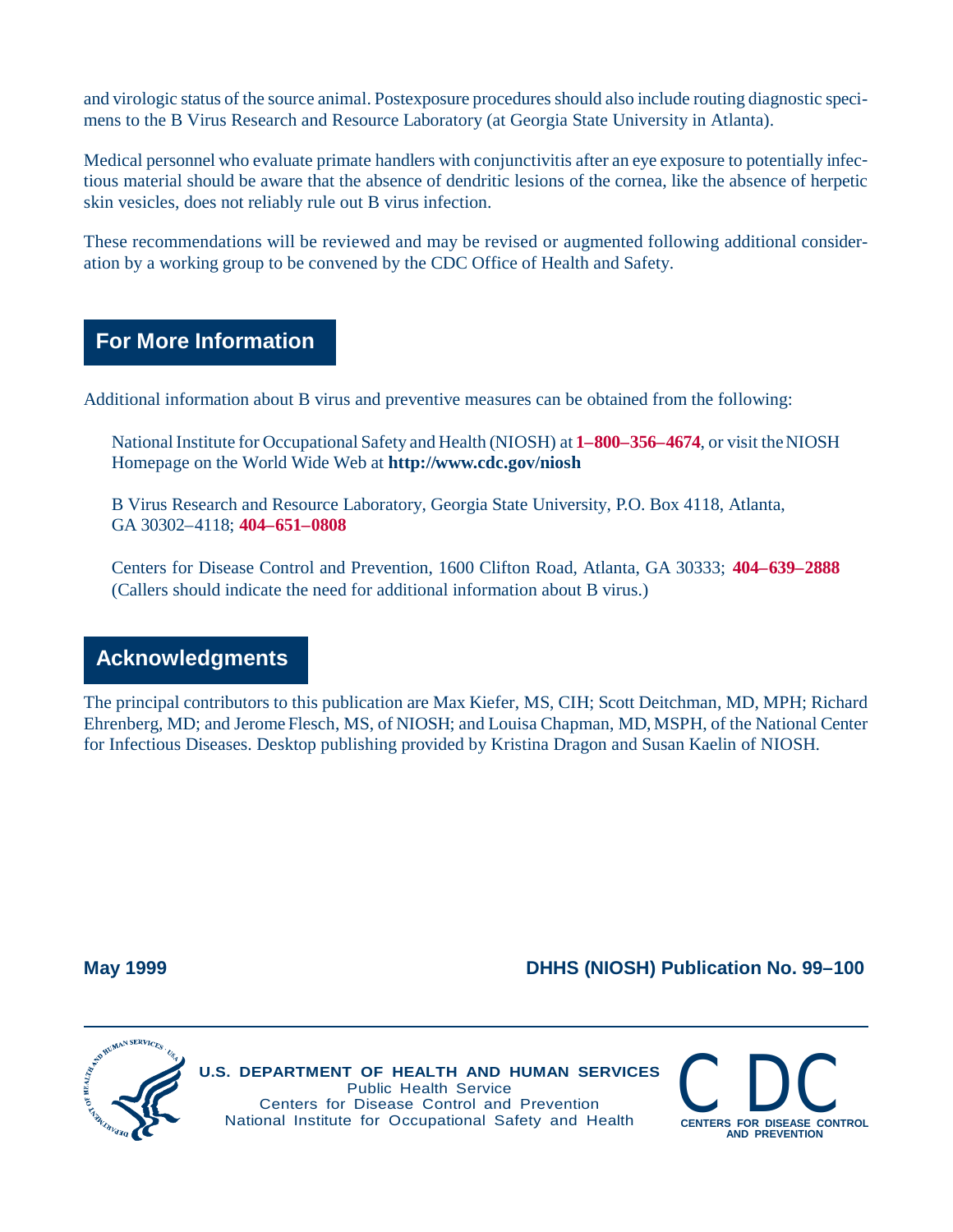and virologic status of the source animal. Postexposure procedures should also include routing diagnostic specimens to the B Virus Research and Resource Laboratory (at Georgia State University in Atlanta).

Medical personnel who evaluate primate handlers with conjunctivitis after an eye exposure to potentially infectious material should be aware that the absence of dendritic lesions of the cornea, like the absence of herpetic skin vesicles, does not reliably rule out B virus infection.

These recommendations will be reviewed and may be revised or augmented following additional consideration by a working group to be convened by the CDC Office of Health and Safety.

## For More Information

Additional information about B virus and preventive measures can be obtained from the following:

National Institute for Occupational Safety and Health (NIOSH) at **1–800–356–4674**, or visit the NIOSH Homepage on the World Wide Web at **http://www.cdc.gov/niosh**

B Virus Research and Resource Laboratory, Georgia State University, P.O. Box 4118, Atlanta, GA 30302–4118; **404–651–0808**

Centers for Disease Control and Prevention, 1600 Clifton Road, Atlanta, GA 30333; **404–639–2888** (Callers should indicate the need for additional information about B virus.)

## Acknowledgments

The principal contributors to this publication are Max Kiefer, MS, CIH; Scott Deitchman, MD, MPH; Richard Ehrenberg, MD; and Jerome Flesch, MS, of NIOSH; and Louisa Chapman, MD, MSPH, of the National Center for Infectious Diseases. Desktop publishing provided by Kristina Dragon and Susan Kaelin of NIOSH.

**May 1999** **DHHS (NIOSH) Publication No. 99–100**

**U.S. DEPARTMENT OF HEALTH AND HUMAN SERVICES**
Public Health Service
Centers for Disease Control and Prevention
National Institute for Occupational Safety and Health

CDC
CENTERS FOR DISEASE CONTROL AND PREVENTION